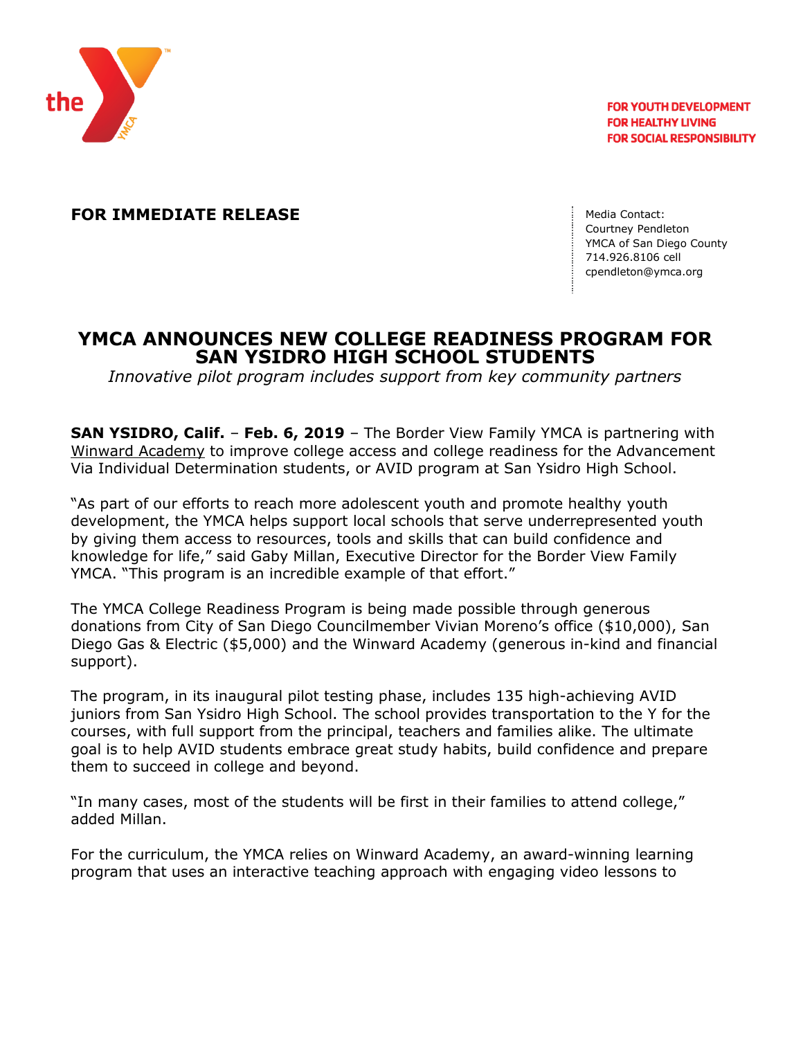FOR YOUTH DEVELOPMENT
FOR HEALTHY LIVING
FOR SOCIAL RESPONSIBILITY

**FOR IMMEDIATE RELEASE**

Media Contact:
Courtney Pendleton
YMCA of San Diego County
714.926.8106 cell
cpendleton@ymca.org

# YMCA ANNOUNCES NEW COLLEGE READINESS PROGRAM FOR SAN YSIDRO HIGH SCHOOL STUDENTS

*Innovative pilot program includes support from key community partners*

**SAN YSIDRO, Calif.** – **Feb. 6, 2019** – The Border View Family YMCA is partnering with Winward Academy to improve college access and college readiness for the Advancement Via Individual Determination students, or AVID program at San Ysidro High School.

"As part of our efforts to reach more adolescent youth and promote healthy youth development, the YMCA helps support local schools that serve underrepresented youth by giving them access to resources, tools and skills that can build confidence and knowledge for life," said Gaby Millan, Executive Director for the Border View Family YMCA. "This program is an incredible example of that effort."

The YMCA College Readiness Program is being made possible through generous donations from City of San Diego Councilmember Vivian Moreno's office ($10,000), San Diego Gas & Electric ($5,000) and the Winward Academy (generous in-kind and financial support).

The program, in its inaugural pilot testing phase, includes 135 high-achieving AVID juniors from San Ysidro High School. The school provides transportation to the Y for the courses, with full support from the principal, teachers and families alike. The ultimate goal is to help AVID students embrace great study habits, build confidence and prepare them to succeed in college and beyond.

"In many cases, most of the students will be first in their families to attend college," added Millan.

For the curriculum, the YMCA relies on Winward Academy, an award-winning learning program that uses an interactive teaching approach with engaging video lessons to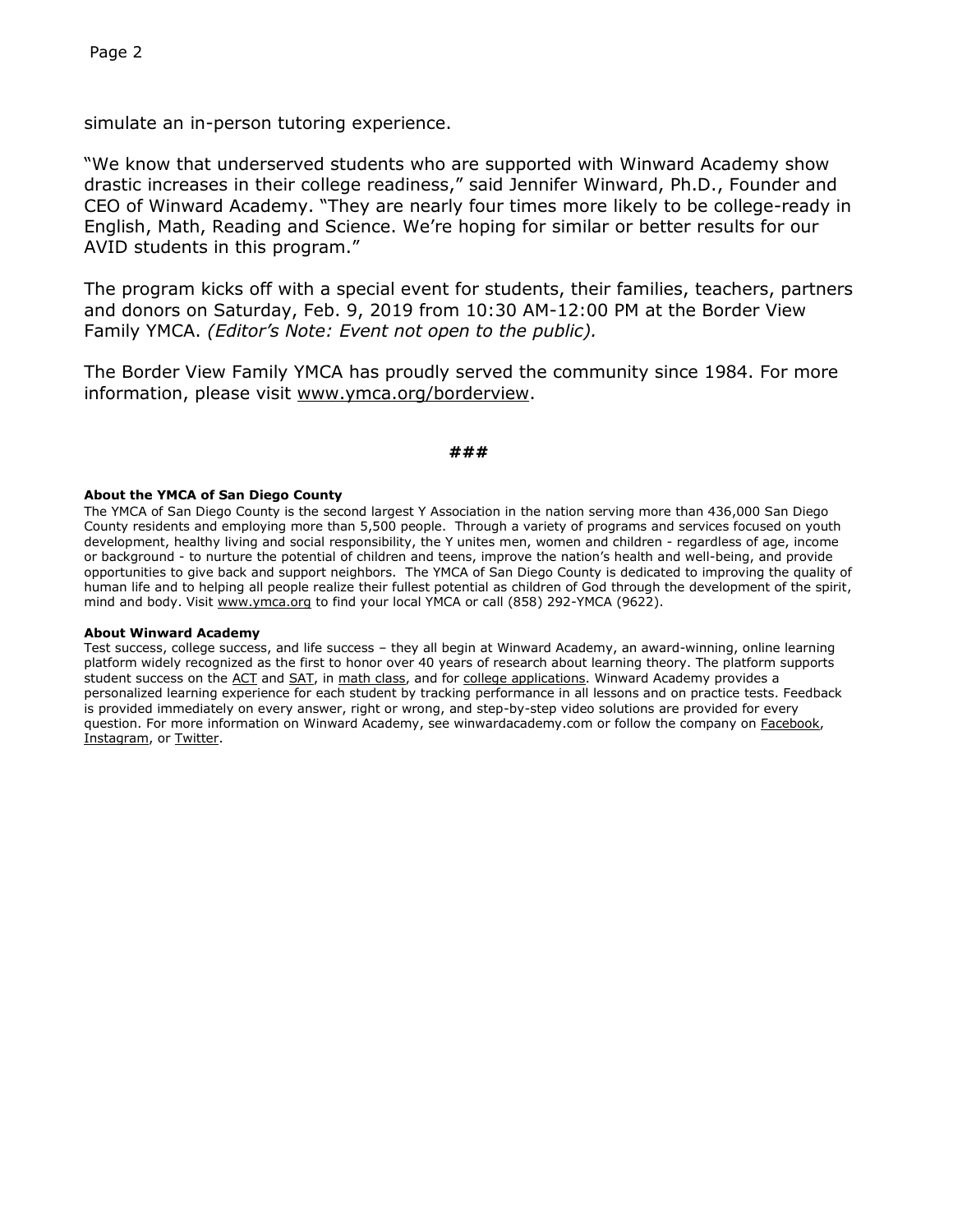simulate an in-person tutoring experience.

"We know that underserved students who are supported with Winward Academy show drastic increases in their college readiness," said Jennifer Winward, Ph.D., Founder and CEO of Winward Academy. "They are nearly four times more likely to be college-ready in English, Math, Reading and Science. We're hoping for similar or better results for our AVID students in this program."

The program kicks off with a special event for students, their families, teachers, partners and donors on Saturday, Feb. 9, 2019 from 10:30 AM-12:00 PM at the Border View Family YMCA. *(Editor's Note: Event not open to the public).*

The Border View Family YMCA has proudly served the community since 1984. For more information, please visit www.ymca.org/borderview.

**###**

**About the YMCA of San Diego County**

The YMCA of San Diego County is the second largest Y Association in the nation serving more than 436,000 San Diego County residents and employing more than 5,500 people. Through a variety of programs and services focused on youth development, healthy living and social responsibility, the Y unites men, women and children - regardless of age, income or background - to nurture the potential of children and teens, improve the nation's health and well-being, and provide opportunities to give back and support neighbors. The YMCA of San Diego County is dedicated to improving the quality of human life and to helping all people realize their fullest potential as children of God through the development of the spirit, mind and body. Visit www.ymca.org to find your local YMCA or call (858) 292-YMCA (9622).

**About Winward Academy**

Test success, college success, and life success – they all begin at Winward Academy, an award-winning, online learning platform widely recognized as the first to honor over 40 years of research about learning theory. The platform supports student success on the ACT and SAT, in math class, and for college applications. Winward Academy provides a personalized learning experience for each student by tracking performance in all lessons and on practice tests. Feedback is provided immediately on every answer, right or wrong, and step-by-step video solutions are provided for every question. For more information on Winward Academy, see winwardacademy.com or follow the company on Facebook, Instagram, or Twitter.